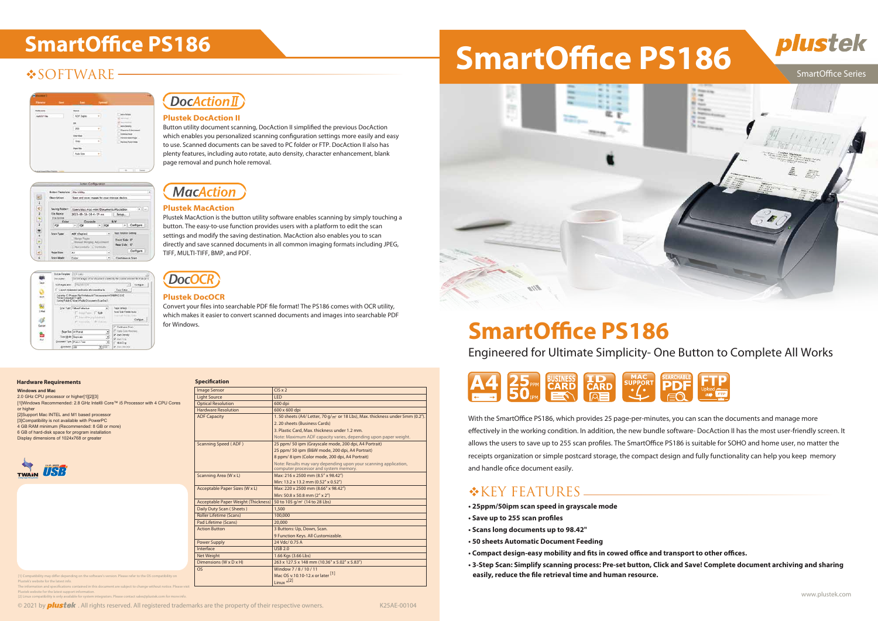# SmartOffice PS186

## ❖SOFTWARE

### DocAction II

#### Plustek DocAction II

Button utility document scanning, DocAction II simplified the previous DocAction which enables you personalized scanning configuration settings more easily and easy to use. Scanned documents can be saved to PC folder or FTP. DocAction II also has plenty features, including auto rotate, auto density, character enhancement, blank page removal and punch hole removal.

### MacAction

#### Plustek MacAction

Plustek MacAction is the button utility software enables scanning by simply touching a button. The easy-to-use function provides users with a platform to edit the scan settings and modify the saving destination. MacAction also enables you to scan directly and save scanned documents in all common imaging formats including JPEG, TIFF, MULTI-TIFF, BMP, and PDF.

### DocOCR

#### Plustek DocOCR

Convert your files into searchable PDF file format! The PS186 comes with OCR utility, which makes it easier to convert scanned documents and images into searchable PDF for Windows.

### Hardware Requirements

**Windows and Mac**

2.0 GHz CPU processor or higher[1][2][3]
[1]Windows Recommended: 2.8 GHz Intel® Core™ i5 Processor with 4 CPU Cores or higher
[2]Support Mac INTEL and M1 based processor
[3]Compatibility is not available with PowerPC
4 GB RAM minimum (Recommended: 8 GB or more)
6 GB of hard-disk space for program installation
Display dimensions of 1024x768 or greater

### Specification

| Specification | |
|---|---|
| Image Sensor | CIS x 2 |
| Light Source | LED |
| Optical Resolution | 600 dpi |
| Hardware Resolution | 600 x 600 dpi |
| ADF Capacity | 1. 50 sheets (A4/ Letter, 70 g/m² or 18 Lbs), Max. thickness under 5mm (0.2").<br>2. 20 sheets (Business Cards)<br>3. Plastic Card, Max. thickness under 1.2 mm.<br>Note: Maximum ADF capacity varies, depending upon paper weight. |
| Scanning Speed ( ADF ) | 25 ppm/ 50 ipm (Grayscale mode, 200 dpi, A4 Portrait)<br>25 ppm/ 50 ipm (B&W mode, 200 dpi, A4 Portrait)<br>8 ppm/ 8 ipm (Color mode, 200 dpi, A4 Portrait)<br>Note: Results may vary depending upon your scanning application, computer processor and system memory. |
| Scanning Area (W x L) | Max: 216 x 2500 mm (8.5" x 98.42")<br>Min: 13.2 x 13.2 mm (0.52" x 0.52") |
| Acceptable Paper Sizes (W x L) | Max: 220 x 2500 mm (8.66" x 98.42")<br>Min: 50.8 x 50.8 mm (2" x 2") |
| Acceptable Paper Weight (Thickness) | 50 to 105 g/m² (14 to 28 Lbs) |
| Daily Duty Scan ( Sheets ) | 1,500 |
| Roller Lifetime (Scans) | 100,000 |
| Pad Lifetime (Scans) | 20,000 |
| Action Button | 3 Buttons: Up, Down, Scan.<br>9 Function Keys. All Customizable. |
| Power Supply | 24 Vdc/ 0.75 A |
| Interface | USB 2.0 |
| Net Weight | 1.66 Kgs (3.66 Lbs) |
| Dimensions (W x D x H) | 263 x 127.5 x 148 mm (10.36" x 5.02" x 5.83") |
| OS | Window 7 / 8 / 10 / 11<br>Mac OS v.10.10-12.x or later [1]<br>Linux [2] |

[1] Compatibility may differ depending on the software's version. Please refer to the OS compatibility on Plustek's website for the latest info.
The information and specifications contained in this document are subject to change without notice. Please visit Plustek website for the latest support information.
[2] Linux compatibility is only available for system integrators. Please contact sales@plustek.com for more info.

© 2021 by plustek . All rights reserved. All registered trademarks are the property of their respective owners. K25AE-00104

# SmartOffice PS186

plustek

SmartOffice Series

# SmartOffice PS186

Engineered for Ultimate Simplicity- One Button to Complete All Works

With the SmartOffice PS186, which provides 25 page-per-minutes, you can scan the documents and manage more effectively in the working condition. In addition, the new bundle software- DocAction II has the most user-friendly screen. It allows the users to save up to 255 scan profiles. The SmartOffice PS186 is suitable for SOHO and home user, no matter the receipts organization or simple postcard storage, the compact design and fully functionality can help you keep memory and handle ofice document easily.

## ❖KEY FEATURES

- **25ppm/50ipm scan speed in grayscale mode**
- **Save up to 255 scan profiles**
- **Scans long documents up to 98.42"**
- **50 sheets Automatic Document Feeding**
- **Compact design-easy mobility and fits in cowed office and transport to other offices.**
- **3-Step Scan: Simplify scanning process: Pre-set button, Click and Save! Complete document archiving and sharing easily, reduce the file retrieval time and human resource.**

www.plustek.com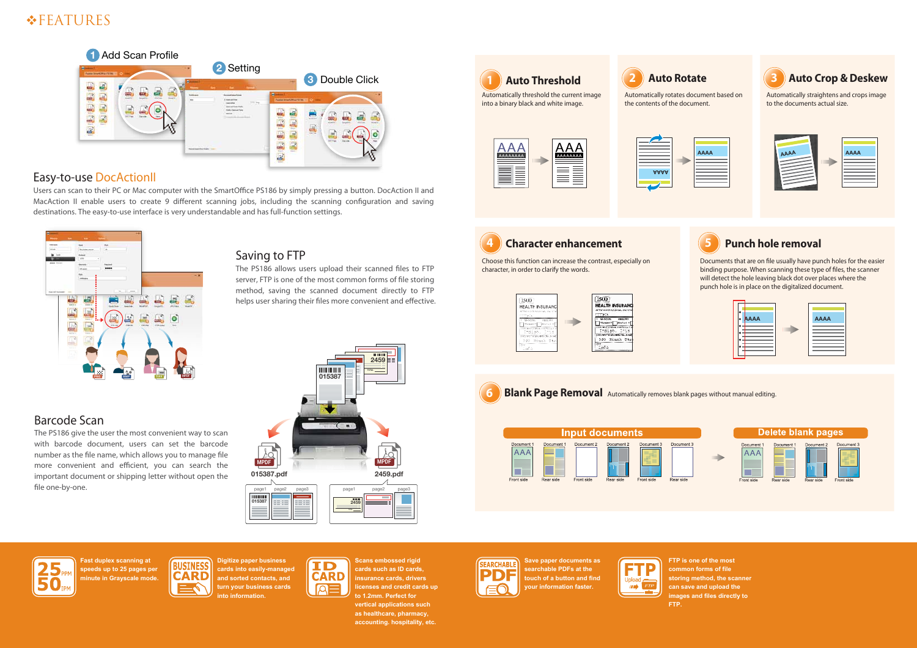# ❖FEATURES

1 Add Scan Profile

2 Setting

3 Double Click

## Easy-to-use DocActionII

Users can scan to their PC or Mac computer with the SmartOffice PS186 by simply pressing a button. DocAction II and MacAction II enable users to create 9 different scanning jobs, including the scanning configuration and saving destinations. The easy-to-use interface is very understandable and has full-function settings.

## Saving to FTP

The PS186 allows users upload their scanned files to FTP server, FTP is one of the most common forms of file storing method, saving the scanned document directly to FTP helps user sharing their files more convenient and effective.

## Barcode Scan

The PS186 give the user the most convenient way to scan with barcode document, users can set the barcode number as the file name, which allows you to manage file more convenient and efficient, you can search the important document or shipping letter without open the file one-by-one.

015387

2459

015387.pdf

2459.pdf

page1 page2 page3

page1 page2 page3

### 1 Auto Threshold

Automatically threshold the current image into a binary black and white image.

### 2 Auto Rotate

Automatically rotates document based on the contents of the document.

### 3 Auto Crop & Deskew

Automatically straightens and crops image to the documents actual size.

### 4 Character enhancement

Choose this function can increase the contrast, especially on character, in order to clarify the words.

### 5 Punch hole removal

Documents that are on file usually have punch holes for the easier binding purpose. When scanning these type of files, the scanner will detect the hole leaving black dot over places where the punch hole is in place on the digitalized document.

### 6 Blank Page Removal

Automatically removes blank pages without manual editing.

Input documents

Document 1 Front side · Document 1 Rear side · Document 2 Front side · Document 2 Rear side · Document 3 Front side · Document 3 Rear side

Delete blank pages

Document 1 Front side · Document 1 Rear side · Document 2 Rear side · Document 3 Front side

**25 PPM 50 IPM** — Fast duplex scanning at speeds up to 25 pages per minute in Grayscale mode.

**BUSINESS CARD** — Digitize paper business cards into easily-managed and sorted contacts, and turn your business cards into information.

**ID CARD** — Scans embossed rigid cards such as ID cards, insurance cards, drivers licenses and credit cards up to 1.2mm. Perfect for vertical applications such as healthcare, pharmacy, accounting, hospitality, etc.

**SEARCHABLE PDF** — Save paper documents as searchable PDFs at the touch of a button and find your information faster.

**FTP Upload** — FTP is one of the most common forms of file storing method, the scanner can save and upload the images and files directly to FTP.